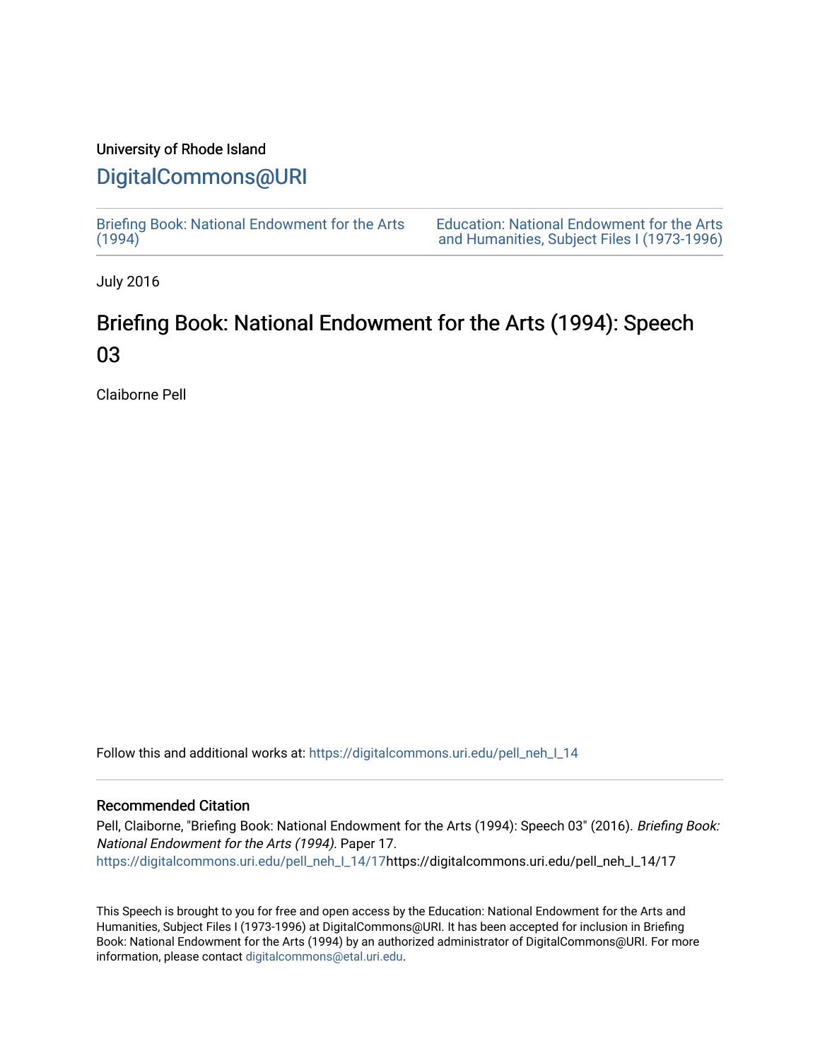University of Rhode Island

# DigitalCommons@URI

Briefing Book: National Endowment for the Arts (1994)

Education: National Endowment for the Arts and Humanities, Subject Files I (1973-1996)

July 2016

## Briefing Book: National Endowment for the Arts (1994): Speech 03

Claiborne Pell

Follow this and additional works at: https://digitalcommons.uri.edu/pell_neh_I_14

### Recommended Citation

Pell, Claiborne, "Briefing Book: National Endowment for the Arts (1994): Speech 03" (2016). *Briefing Book: National Endowment for the Arts (1994)*. Paper 17.
https://digitalcommons.uri.edu/pell_neh_I_14/17https://digitalcommons.uri.edu/pell_neh_I_14/17

This Speech is brought to you for free and open access by the Education: National Endowment for the Arts and Humanities, Subject Files I (1973-1996) at DigitalCommons@URI. It has been accepted for inclusion in Briefing Book: National Endowment for the Arts (1994) by an authorized administrator of DigitalCommons@URI. For more information, please contact digitalcommons@etal.uri.edu.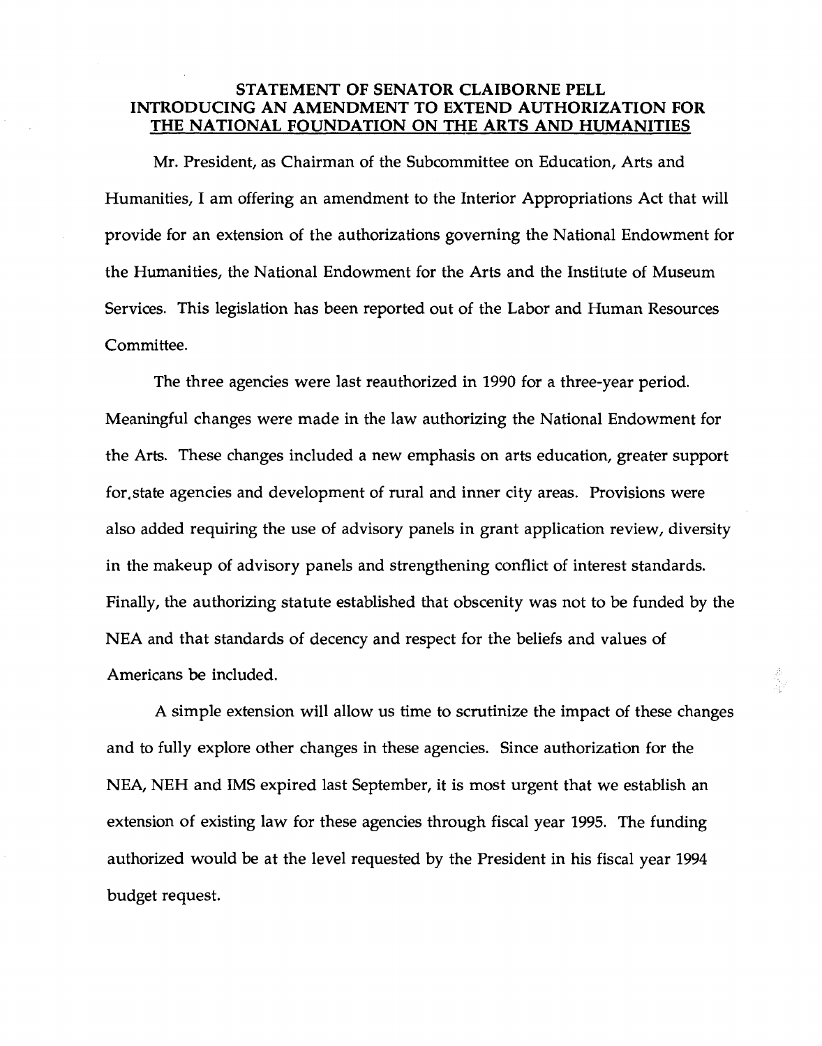## STATEMENT OF SENATOR CLAIBORNE PELL INTRODUCING AN AMENDMENT TO EXTEND AUTHORIZATION FOR THE NATIONAL FOUNDATION ON THE ARTS AND HUMANITIES

Mr. President, as Chairman of the Subcommittee on Education, Arts and Humanities, I am offering an amendment to the Interior Appropriations Act that will provide for an extension of the authorizations governing the National Endowment for the Humanities, the National Endowment for the Arts and the Institute of Museum Services. This legislation has been reported out of the Labor and Human Resources Committee.

The three agencies were last reauthorized in 1990 for a three-year period. Meaningful changes were made in the law authorizing the National Endowment for the Arts. These changes included a new emphasis on arts education, greater support for state agencies and development of rural and inner city areas. Provisions were also added requiring the use of advisory panels in grant application review, diversity in the makeup of advisory panels and strengthening conflict of interest standards. Finally, the authorizing statute established that obscenity was not to be funded by the NEA and that standards of decency and respect for the beliefs and values of Americans be included.

A simple extension will allow us time to scrutinize the impact of these changes and to fully explore other changes in these agencies. Since authorization for the NEA, NEH and IMS expired last September, it is most urgent that we establish an extension of existing law for these agencies through fiscal year 1995. The funding authorized would be at the level requested by the President in his fiscal year 1994 budget request.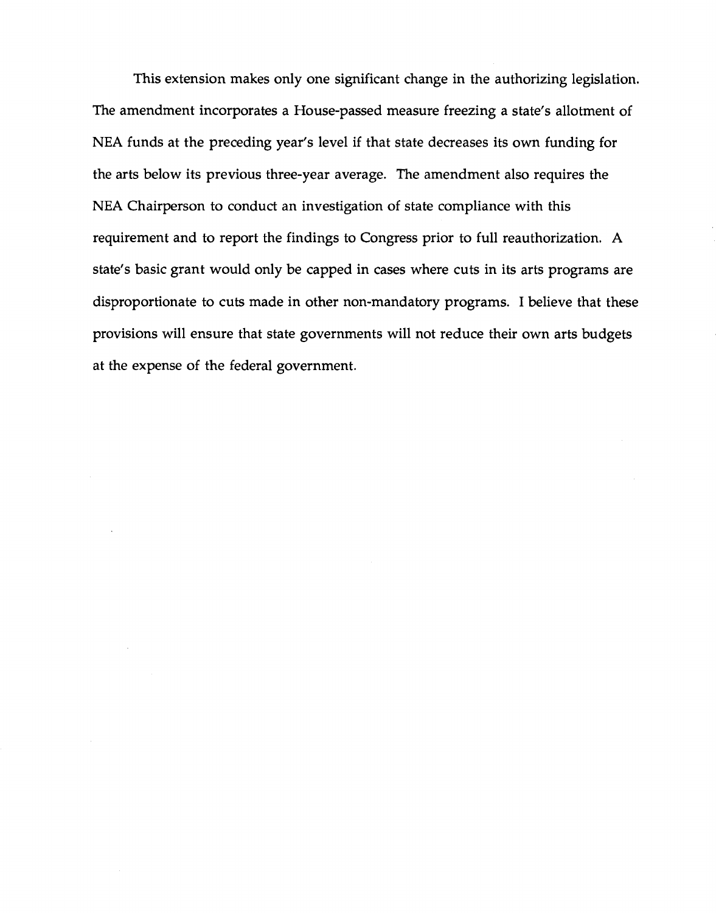This extension makes only one significant change in the authorizing legislation. The amendment incorporates a House-passed measure freezing a state's allotment of NEA funds at the preceding year's level if that state decreases its own funding for the arts below its previous three-year average. The amendment also requires the NEA Chairperson to conduct an investigation of state compliance with this requirement and to report the findings to Congress prior to full reauthorization. A state's basic grant would only be capped in cases where cuts in its arts programs are disproportionate to cuts made in other non-mandatory programs. I believe that these provisions will ensure that state governments will not reduce their own arts budgets at the expense of the federal government.